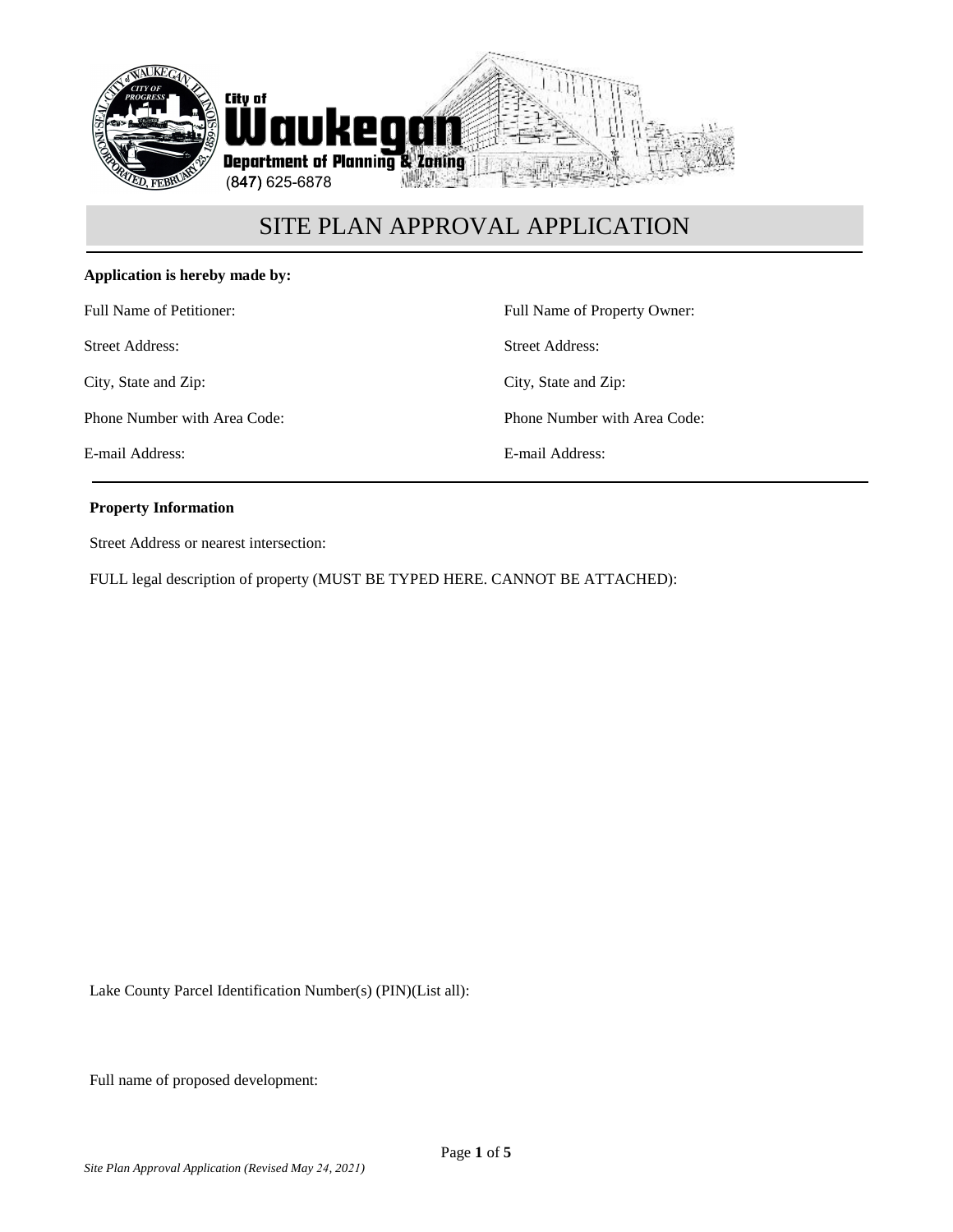City of Waukegan
Department of Planning & Zoning
(847) 625-6878

# SITE PLAN APPROVAL APPLICATION

**Application is hereby made by:**

| | |
|---|---|
| Full Name of Petitioner: | Full Name of Property Owner: |
| Street Address: | Street Address: |
| City, State and Zip: | City, State and Zip: |
| Phone Number with Area Code: | Phone Number with Area Code: |
| E-mail Address: | E-mail Address: |

**Property Information**

Street Address or nearest intersection:

FULL legal description of property (MUST BE TYPED HERE. CANNOT BE ATTACHED):

Lake County Parcel Identification Number(s) (PIN)(List all):

Full name of proposed development:

*Site Plan Approval Application (Revised May 24, 2021)*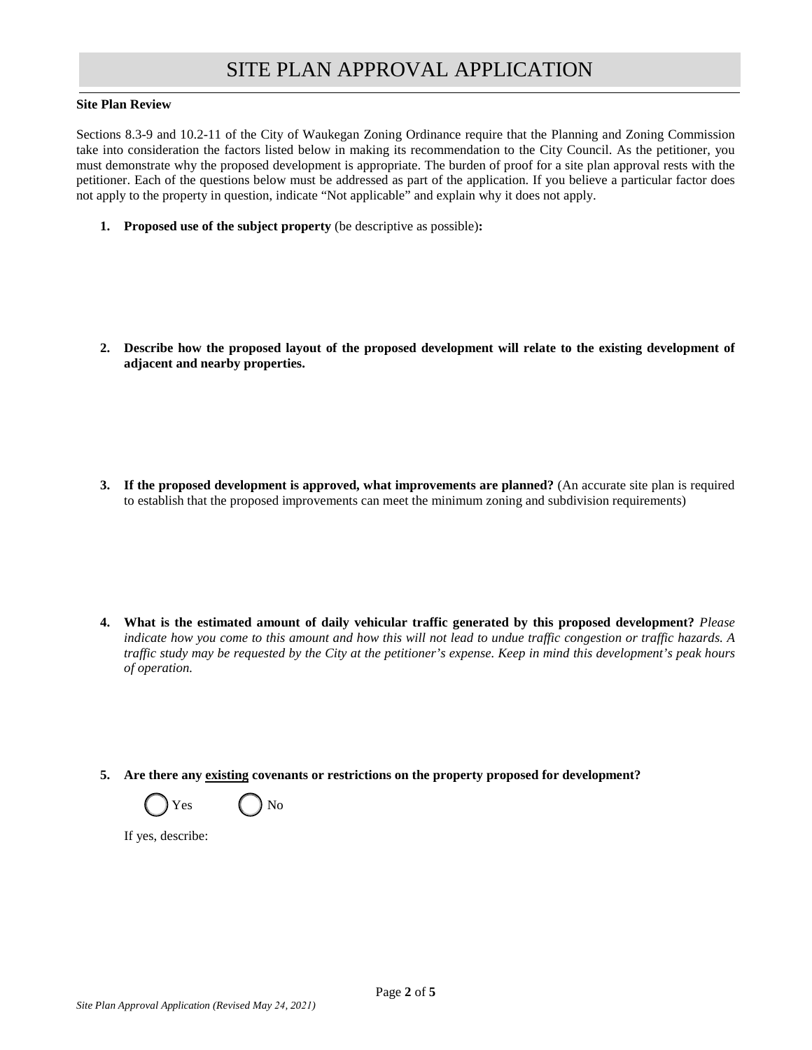# SITE PLAN APPROVAL APPLICATION

**Site Plan Review**

Sections 8.3-9 and 10.2-11 of the City of Waukegan Zoning Ordinance require that the Planning and Zoning Commission take into consideration the factors listed below in making its recommendation to the City Council. As the petitioner, you must demonstrate why the proposed development is appropriate. The burden of proof for a site plan approval rests with the petitioner. Each of the questions below must be addressed as part of the application. If you believe a particular factor does not apply to the property in question, indicate "Not applicable" and explain why it does not apply.

1. **Proposed use of the subject property** (be descriptive as possible)**:**

2. **Describe how the proposed layout of the proposed development will relate to the existing development of adjacent and nearby properties.**

3. **If the proposed development is approved, what improvements are planned?** (An accurate site plan is required to establish that the proposed improvements can meet the minimum zoning and subdivision requirements)

4. **What is the estimated amount of daily vehicular traffic generated by this proposed development?** *Please indicate how you come to this amount and how this will not lead to undue traffic congestion or traffic hazards. A traffic study may be requested by the City at the petitioner's expense. Keep in mind this development's peak hours of operation.*

5. **Are there any <u>existing</u> covenants or restrictions on the property proposed for development?**

   ◯ Yes ◯ No

   If yes, describe:

*Site Plan Approval Application (Revised May 24, 2021)*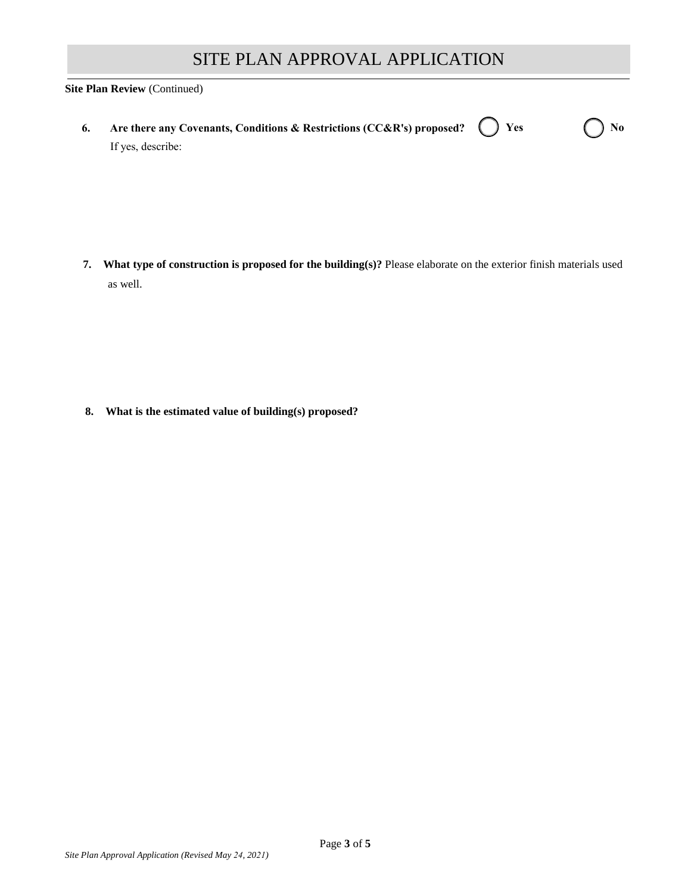# SITE PLAN APPROVAL APPLICATION

**Site Plan Review** (Continued)

6. **Are there any Covenants, Conditions & Restrictions (CC&R's) proposed?** ◯ **Yes** ◯ **No**

   If yes, describe:

7. **What type of construction is proposed for the building(s)?** Please elaborate on the exterior finish materials used as well.

8. **What is the estimated value of building(s) proposed?**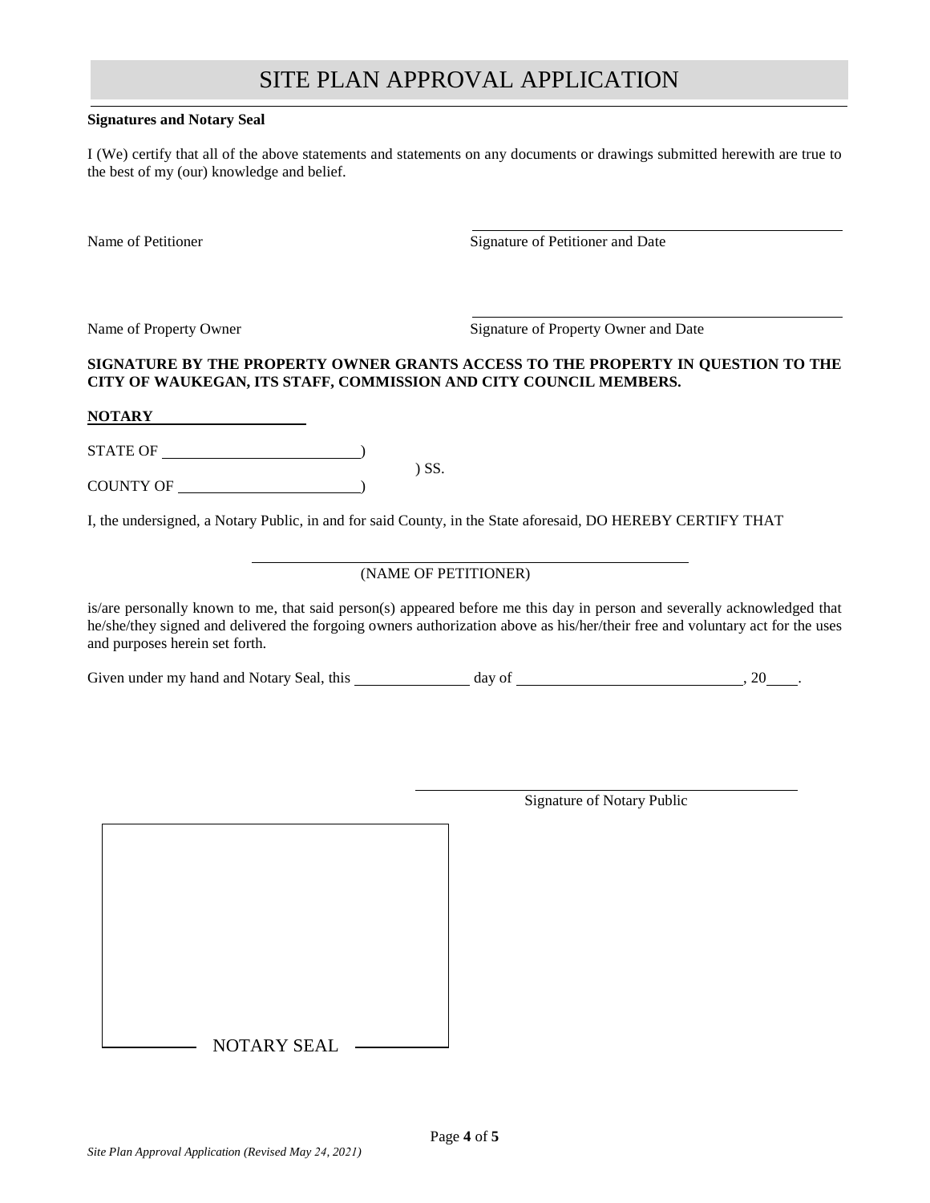# SITE PLAN APPROVAL APPLICATION

**Signatures and Notary Seal**

I (We) certify that all of the above statements and statements on any documents or drawings submitted herewith are true to the best of my (our) knowledge and belief.

Name of Petitioner ____________________ Signature of Petitioner and Date ____________________

Name of Property Owner ____________________ Signature of Property Owner and Date ____________________

**SIGNATURE BY THE PROPERTY OWNER GRANTS ACCESS TO THE PROPERTY IN QUESTION TO THE CITY OF WAUKEGAN, ITS STAFF, COMMISSION AND CITY COUNCIL MEMBERS.**

**NOTARY**

STATE OF ____________________ )
) SS.
COUNTY OF ____________________ )

I, the undersigned, a Notary Public, in and for said County, in the State aforesaid, DO HEREBY CERTIFY THAT

____________________________________
(NAME OF PETITIONER)

is/are personally known to me, that said person(s) appeared before me this day in person and severally acknowledged that he/she/they signed and delivered the forgoing owners authorization above as his/her/their free and voluntary act for the uses and purposes herein set forth.

Given under my hand and Notary Seal, this ____________ day of ____________________, 20____.

____________________________________
Signature of Notary Public

NOTARY SEAL

*Site Plan Approval Application (Revised May 24, 2021)*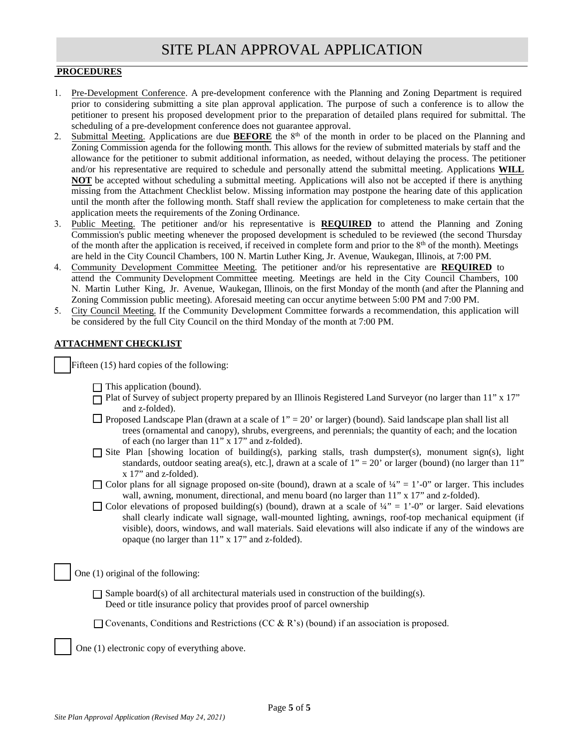# SITE PLAN APPROVAL APPLICATION

**PROCEDURES**

1. Pre-Development Conference. A pre-development conference with the Planning and Zoning Department is required prior to considering submitting a site plan approval application. The purpose of such a conference is to allow the petitioner to present his proposed development prior to the preparation of detailed plans required for submittal. The scheduling of a pre-development conference does not guarantee approval.
2. Submittal Meeting. Applications are due **BEFORE** the 8th of the month in order to be placed on the Planning and Zoning Commission agenda for the following month. This allows for the review of submitted materials by staff and the allowance for the petitioner to submit additional information, as needed, without delaying the process. The petitioner and/or his representative are required to schedule and personally attend the submittal meeting. Applications **WILL NOT** be accepted without scheduling a submittal meeting. Applications will also not be accepted if there is anything missing from the Attachment Checklist below. Missing information may postpone the hearing date of this application until the month after the following month. Staff shall review the application for completeness to make certain that the application meets the requirements of the Zoning Ordinance.
3. Public Meeting. The petitioner and/or his representative is **REQUIRED** to attend the Planning and Zoning Commission's public meeting whenever the proposed development is scheduled to be reviewed (the second Thursday of the month after the application is received, if received in complete form and prior to the 8th of the month). Meetings are held in the City Council Chambers, 100 N. Martin Luther King, Jr. Avenue, Waukegan, Illinois, at 7:00 PM.
4. Community Development Committee Meeting. The petitioner and/or his representative are **REQUIRED** to attend the Community Development Committee meeting. Meetings are held in the City Council Chambers, 100 N. Martin Luther King, Jr. Avenue, Waukegan, Illinois, on the first Monday of the month (and after the Planning and Zoning Commission public meeting). Aforesaid meeting can occur anytime between 5:00 PM and 7:00 PM.
5. City Council Meeting. If the Community Development Committee forwards a recommendation, this application will be considered by the full City Council on the third Monday of the month at 7:00 PM.

**ATTACHMENT CHECKLIST**

☐ Fifteen (15) hard copies of the following:

- ☐ This application (bound).
- ☐ Plat of Survey of subject property prepared by an Illinois Registered Land Surveyor (no larger than 11" x 17" and z-folded).
- ☐ Proposed Landscape Plan (drawn at a scale of 1" = 20' or larger) (bound). Said landscape plan shall list all trees (ornamental and canopy), shrubs, evergreens, and perennials; the quantity of each; and the location of each (no larger than 11" x 17" and z-folded).
- ☐ Site Plan [showing location of building(s), parking stalls, trash dumpster(s), monument sign(s), light standards, outdoor seating area(s), etc.], drawn at a scale of 1" = 20' or larger (bound) (no larger than 11" x 17" and z-folded).
- ☐ Color plans for all signage proposed on-site (bound), drawn at a scale of ¼" = 1'-0" or larger. This includes wall, awning, monument, directional, and menu board (no larger than 11" x 17" and z-folded).
- ☐ Color elevations of proposed building(s) (bound), drawn at a scale of ¼" = 1'-0" or larger. Said elevations shall clearly indicate wall signage, wall-mounted lighting, awnings, roof-top mechanical equipment (if visible), doors, windows, and wall materials. Said elevations will also indicate if any of the windows are opaque (no larger than 11" x 17" and z-folded).

☐ One (1) original of the following:

- ☐ Sample board(s) of all architectural materials used in construction of the building(s).
  Deed or title insurance policy that provides proof of parcel ownership
- ☐ Covenants, Conditions and Restrictions (CC & R's) (bound) if an association is proposed.

☐ One (1) electronic copy of everything above.

*Site Plan Approval Application (Revised May 24, 2021)*